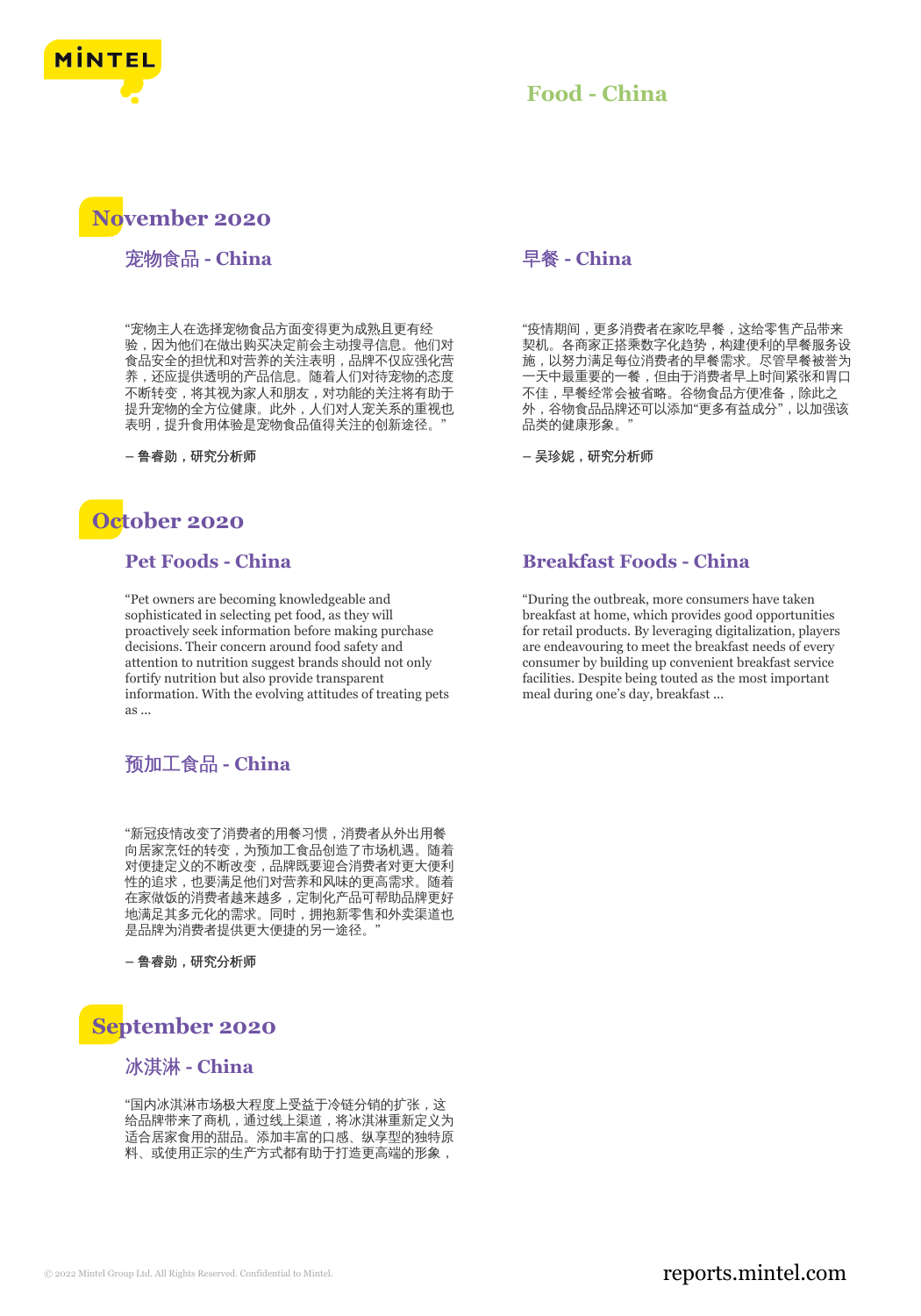# Food - China

## November 2020

### 宠物食品 - China

"宠物主人在选择宠物食品方面变得更为成熟且更有经验，因为他们在做出购买决定前会主动搜寻信息。他们对食品安全的担忧和对营养的关注表明，品牌不仅应强化营养，还应提供透明的产品信息。随着人们对待宠物的态度不断转变，将其视为家人和朋友，对功能的关注将有助于提升宠物的全方位健康。此外，人们对人宠关系的重视也表明，提升食用体验是宠物食品值得关注的创新途径。"

**– 鲁睿勋，研究分析师**

### 早餐 - China

"疫情期间，更多消费者在家吃早餐，这给零售产品带来契机。各商家正搭乘数字化趋势，构建便利的早餐服务设施，以努力满足每位消费者的早餐需求。尽管早餐被誉为一天中最重要的一餐，但由于消费者早上时间紧张和胃口不佳，早餐经常会被省略。谷物食品方便准备，除此之外，谷物食品品牌还可以添加"更多有益成分"，以加强该品类的健康形象。"

**– 吴珍妮，研究分析师**

## October 2020

### Pet Foods - China

"Pet owners are becoming knowledgeable and sophisticated in selecting pet food, as they will proactively seek information before making purchase decisions. Their concern around food safety and attention to nutrition suggest brands should not only fortify nutrition but also provide transparent information. With the evolving attitudes of treating pets as ...

### Breakfast Foods - China

"During the outbreak, more consumers have taken breakfast at home, which provides good opportunities for retail products. By leveraging digitalization, players are endeavouring to meet the breakfast needs of every consumer by building up convenient breakfast service facilities. Despite being touted as the most important meal during one's day, breakfast ...

### 预加工食品 - China

"新冠疫情改变了消费者的用餐习惯，消费者从外出用餐向居家烹饪的转变，为预加工食品创造了市场机遇。随着对便捷定义的不断改变，品牌既要迎合消费者对更大便利性的追求，也要满足他们对营养和风味的更高需求。随着在家做饭的消费者越来越多，定制化产品可帮助品牌更好地满足其多元化的需求。同时，拥抱新零售和外卖渠道也是品牌为消费者提供更大便捷的另一途径。"

**– 鲁睿勋，研究分析师**

## September 2020

### 冰淇淋 - China

"国内冰淇淋市场极大程度上受益于冷链分销的扩张，这给品牌带来了商机，通过线上渠道，将冰淇淋重新定义为适合居家食用的甜品。添加丰富的口感、纵享型的独特原料、或使用正宗的生产方式都有助于打造更高端的形象，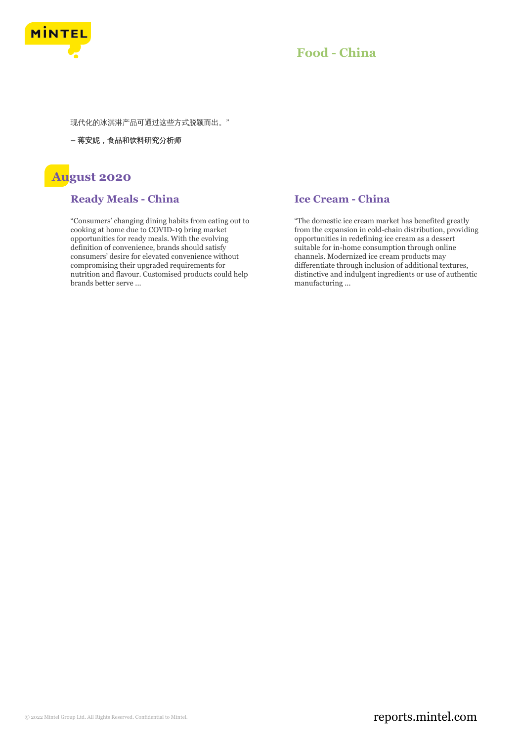现代化的冰淇淋产品可通过这些方式脱颖而出。”

– 蒋安妮，食品和饮料研究分析师

## August 2020

### Ready Meals - China

“Consumers’ changing dining habits from eating out to cooking at home due to COVID-19 bring market opportunities for ready meals. With the evolving definition of convenience, brands should satisfy consumers’ desire for elevated convenience without compromising their upgraded requirements for nutrition and flavour. Customised products could help brands better serve ...

### Ice Cream - China

“The domestic ice cream market has benefited greatly from the expansion in cold-chain distribution, providing opportunities in redefining ice cream as a dessert suitable for in-home consumption through online channels. Modernized ice cream products may differentiate through inclusion of additional textures, distinctive and indulgent ingredients or use of authentic manufacturing ...